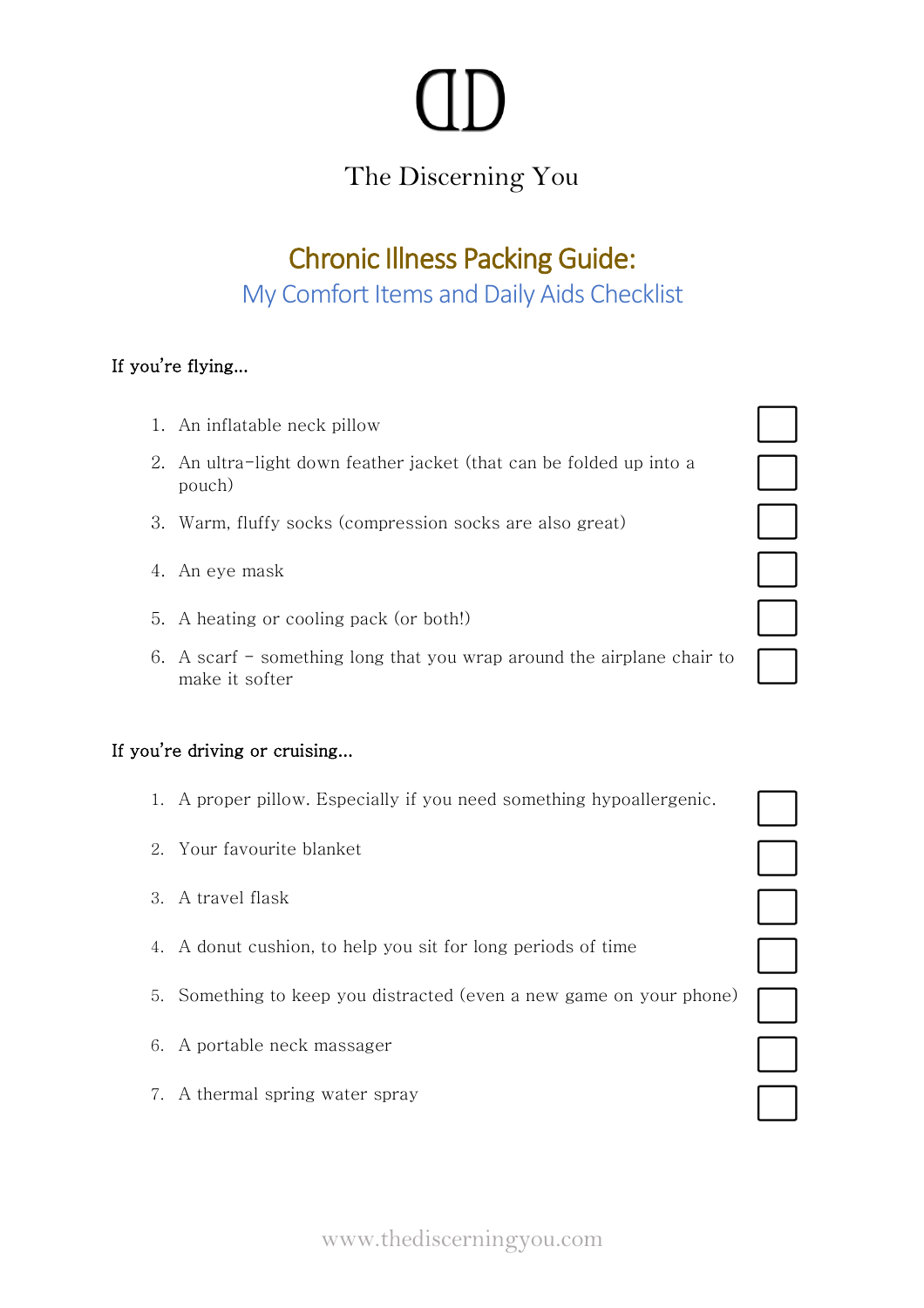The Discerning You

# Chronic Illness Packing Guide:

## My Comfort Items and Daily Aids Checklist

**If you're flying…**

1. An inflatable neck pillow ☐
2. An ultra-light down feather jacket (that can be folded up into a pouch) ☐
3. Warm, fluffy socks (compression socks are also great) ☐
4. An eye mask ☐
5. A heating or cooling pack (or both!) ☐
6. A scarf – something long that you wrap around the airplane chair to make it softer ☐

**If you're driving or cruising…**

1. A proper pillow. Especially if you need something hypoallergenic. ☐
2. Your favourite blanket ☐
3. A travel flask ☐
4. A donut cushion, to help you sit for long periods of time ☐
5. Something to keep you distracted (even a new game on your phone) ☐
6. A portable neck massager ☐
7. A thermal spring water spray ☐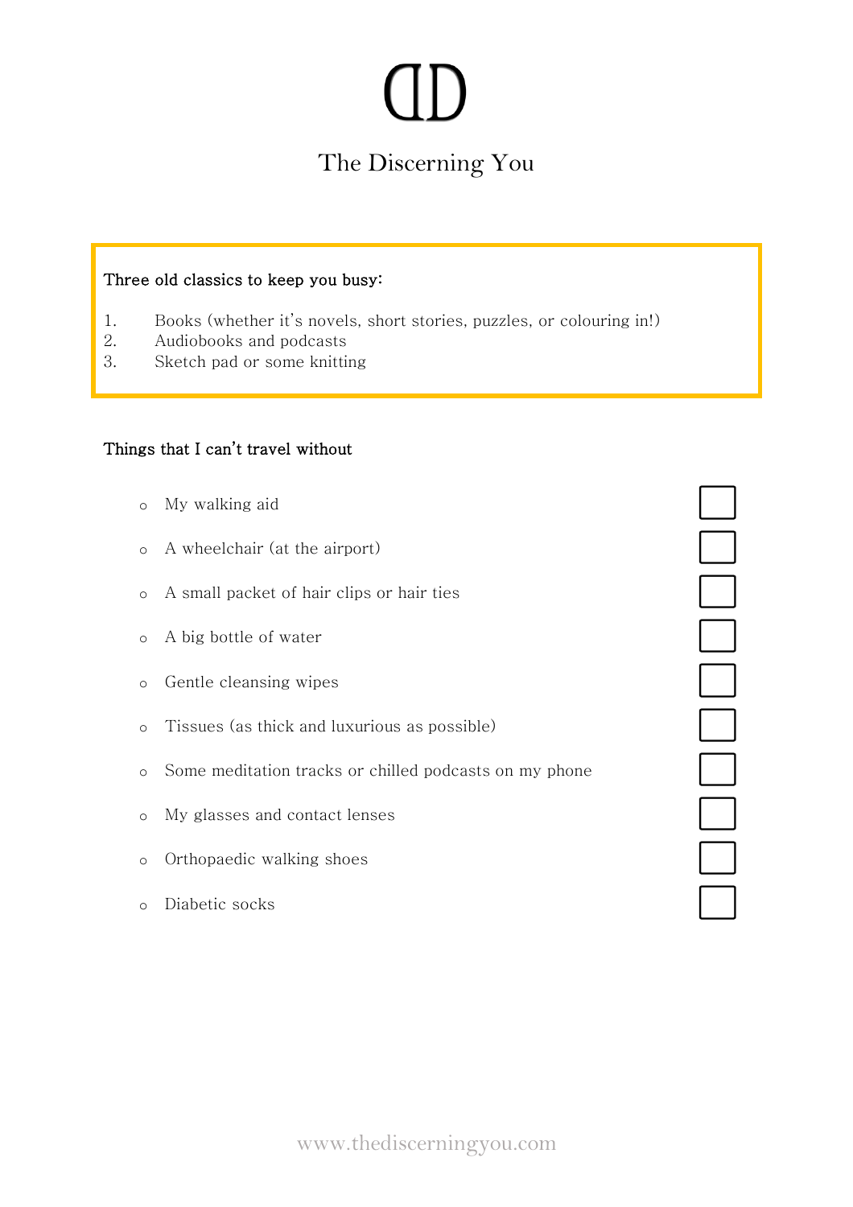# The Discerning You

**Three old classics to keep you busy:**

1. Books (whether it's novels, short stories, puzzles, or colouring in!)
2. Audiobooks and podcasts
3. Sketch pad or some knitting

**Things that I can't travel without**

- [ ] My walking aid
- [ ] A wheelchair (at the airport)
- [ ] A small packet of hair clips or hair ties
- [ ] A big bottle of water
- [ ] Gentle cleansing wipes
- [ ] Tissues (as thick and luxurious as possible)
- [ ] Some meditation tracks or chilled podcasts on my phone
- [ ] My glasses and contact lenses
- [ ] Orthopaedic walking shoes
- [ ] Diabetic socks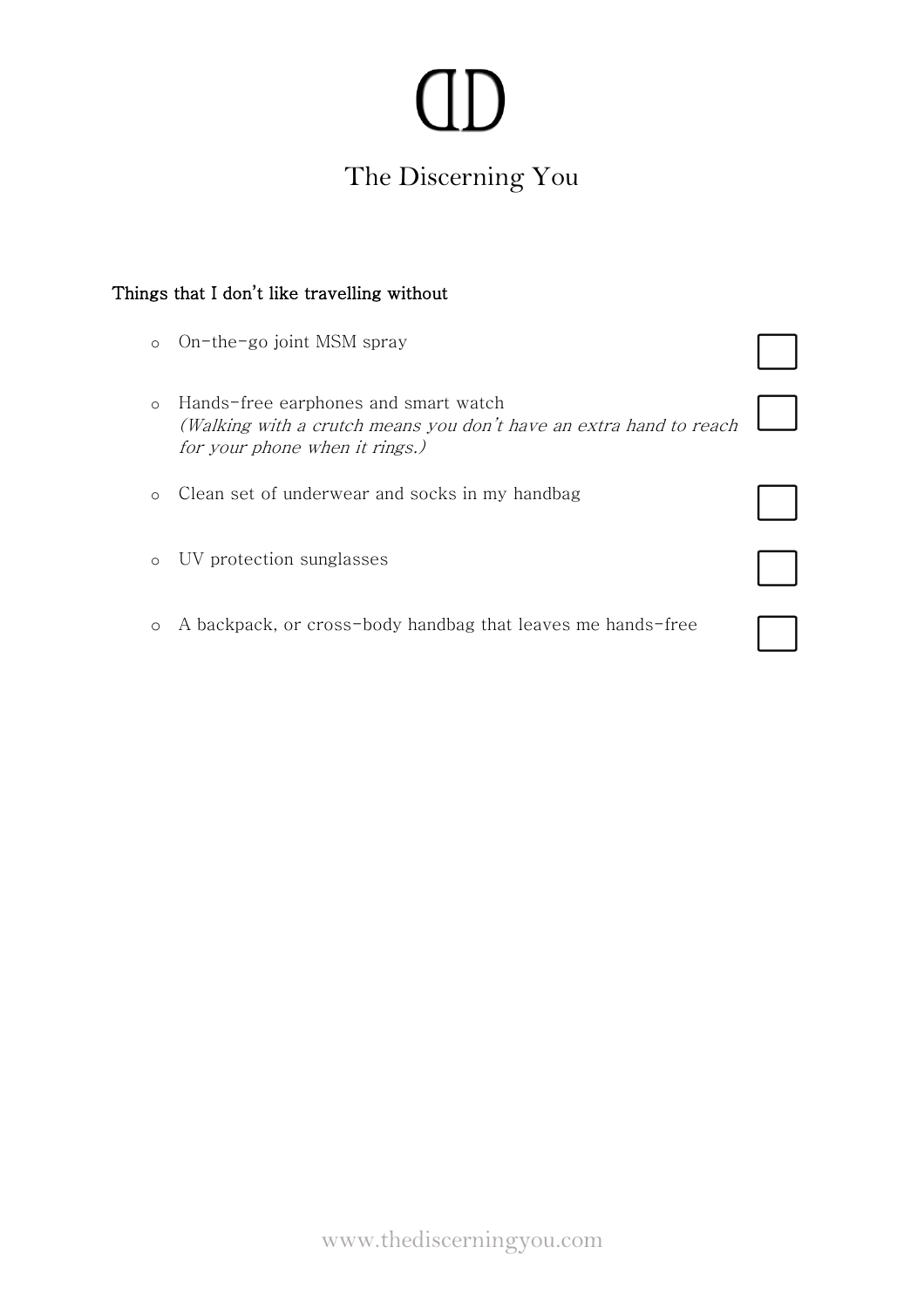# DD

The Discerning You

**Things that I don't like travelling without**

- On-the-go joint MSM spray ☐
- Hands-free earphones and smart watch ☐
  *(Walking with a crutch means you don't have an extra hand to reach for your phone when it rings.)*
- Clean set of underwear and socks in my handbag ☐
- UV protection sunglasses ☐
- A backpack, or cross-body handbag that leaves me hands-free ☐